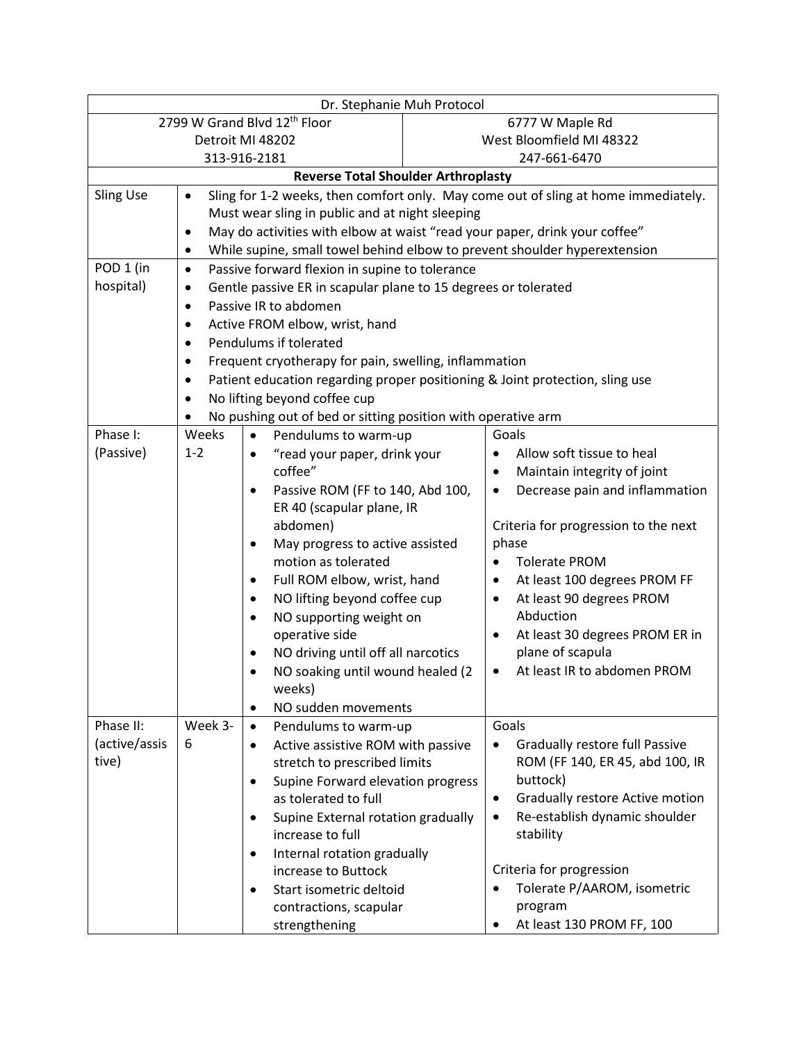| Dr. Stephanie Muh Protocol | | | |
|---|---|---|---|
| 2799 W Grand Blvd 12th Floor<br>Detroit MI 48202<br>313-916-2181 | | 6777 W Maple Rd<br>West Bloomfield MI 48322<br>247-661-6470 | |
| **Reverse Total Shoulder Arthroplasty** | | | |
| Sling Use | • Sling for 1-2 weeks, then comfort only. May come out of sling at home immediately. Must wear sling in public and at night sleeping<br>• May do activities with elbow at waist "read your paper, drink your coffee"<br>• While supine, small towel behind elbow to prevent shoulder hyperextension | | |
| POD 1 (in hospital) | • Passive forward flexion in supine to tolerance<br>• Gentle passive ER in scapular plane to 15 degrees or tolerated<br>• Passive IR to abdomen<br>• Active FROM elbow, wrist, hand<br>• Pendulums if tolerated<br>• Frequent cryotherapy for pain, swelling, inflammation<br>• Patient education regarding proper positioning & Joint protection, sling use<br>• No lifting beyond coffee cup<br>• No pushing out of bed or sitting position with operative arm | | |
| Phase I: (Passive) | Weeks 1-2 | • Pendulums to warm-up<br>• "read your paper, drink your coffee"<br>• Passive ROM (FF to 140, Abd 100, ER 40 (scapular plane, IR abdomen)<br>• May progress to active assisted motion as tolerated<br>• Full ROM elbow, wrist, hand<br>• NO lifting beyond coffee cup<br>• NO supporting weight on operative side<br>• NO driving until off all narcotics<br>• NO soaking until wound healed (2 weeks)<br>• NO sudden movements | Goals<br>• Allow soft tissue to heal<br>• Maintain integrity of joint<br>• Decrease pain and inflammation<br><br>Criteria for progression to the next phase<br>• Tolerate PROM<br>• At least 100 degrees PROM FF<br>• At least 90 degrees PROM Abduction<br>• At least 30 degrees PROM ER in plane of scapula<br>• At least IR to abdomen PROM |
| Phase II: (active/assistive) | Week 3-6 | • Pendulums to warm-up<br>• Active assistive ROM with passive stretch to prescribed limits<br>• Supine Forward elevation progress as tolerated to full<br>• Supine External rotation gradually increase to full<br>• Internal rotation gradually increase to Buttock<br>• Start isometric deltoid contractions, scapular strengthening | Goals<br>• Gradually restore full Passive ROM (FF 140, ER 45, abd 100, IR buttock)<br>• Gradually restore Active motion<br>• Re-establish dynamic shoulder stability<br><br>Criteria for progression<br>• Tolerate P/AAROM, isometric program<br>• At least 130 PROM FF, 100 |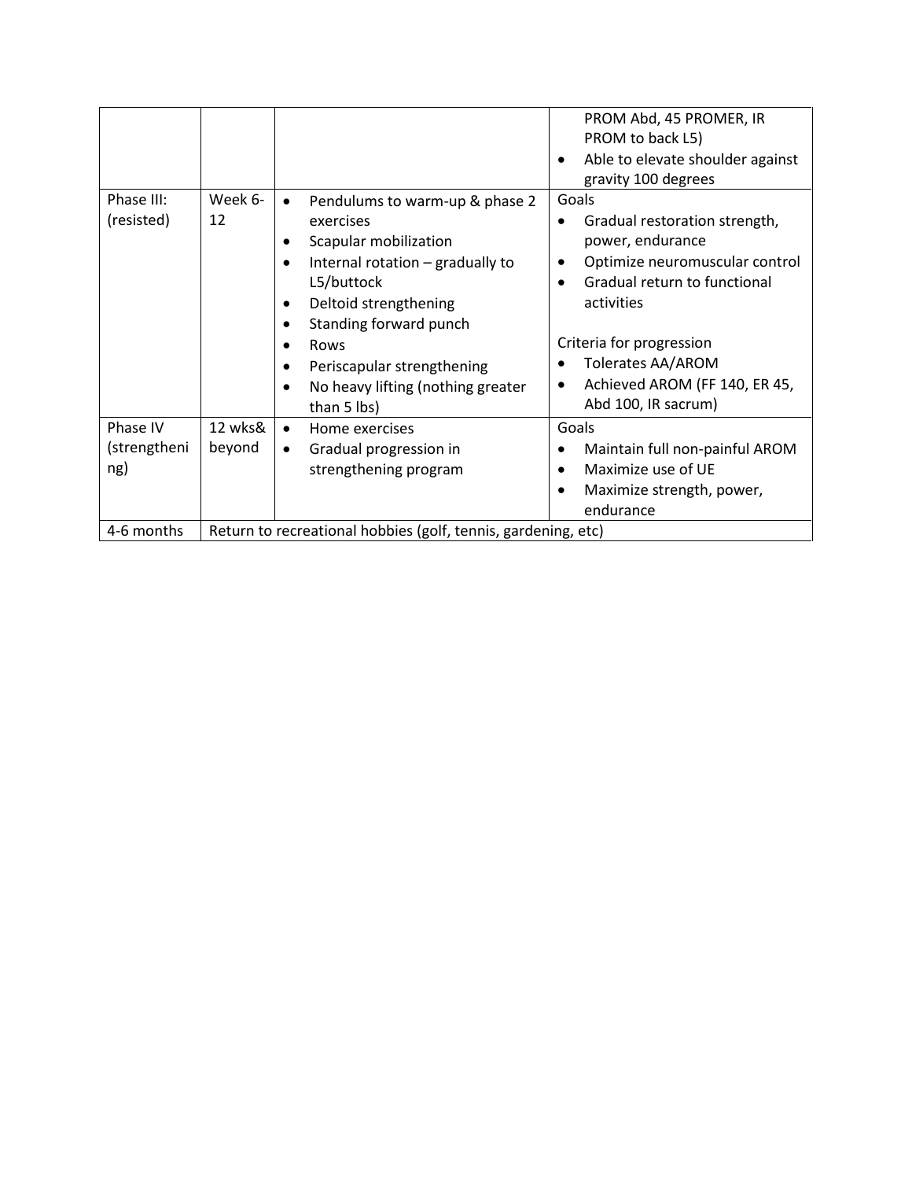| | | | |
|---|---|---|---|
| | | | PROM Abd, 45 PROMER, IR PROM to back L5)<br>• Able to elevate shoulder against gravity 100 degrees |
| Phase III: (resisted) | Week 6-12 | • Pendulums to warm-up & phase 2 exercises<br>• Scapular mobilization<br>• Internal rotation – gradually to L5/buttock<br>• Deltoid strengthening<br>• Standing forward punch<br>• Rows<br>• Periscapular strengthening<br>• No heavy lifting (nothing greater than 5 lbs) | Goals<br>• Gradual restoration strength, power, endurance<br>• Optimize neuromuscular control<br>• Gradual return to functional activities<br><br>Criteria for progression<br>• Tolerates AA/AROM<br>• Achieved AROM (FF 140, ER 45, Abd 100, IR sacrum) |
| Phase IV (strengthening) | 12 wks& beyond | • Home exercises<br>• Gradual progression in strengthening program | Goals<br>• Maintain full non-painful AROM<br>• Maximize use of UE<br>• Maximize strength, power, endurance |
| 4-6 months | Return to recreational hobbies (golf, tennis, gardening, etc) | | |